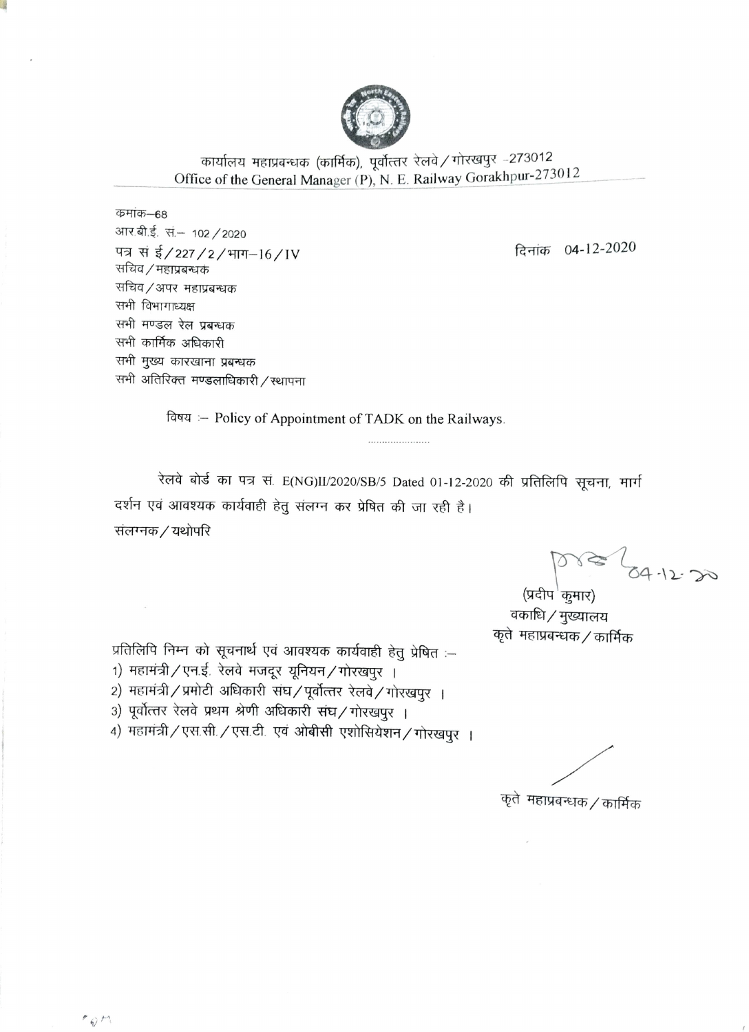कार्यालय महाप्रबन्धक (कार्मिक), पूर्वोत्तर रेलवे / गोरखपुर -273012
Office of the General Manager (P), N. E. Railway Gorakhpur-273012

कमांक–68
आर.बी.ई. सं.– 102 / 2020
पत्र सं ई / 227 / 2 / भाग–16 / IV

दिनांक 04-12-2020

सचिव / महाप्रबन्धक
सचिव / अपर महाप्रबन्धक
सभी विभागाध्यक्ष
सभी मण्डल रेल प्रबन्धक
सभी कार्मिक अधिकारी
सभी मुख्य कारखाना प्रबन्धक
सभी अतिरिक्त मण्डलाधिकारी / स्थापना

विषय :– Policy of Appointment of TADK on the Railways.

.......................

रेलवे बोर्ड का पत्र सं. E(NG)II/2020/SB/5 Dated 01-12-2020 की प्रतिलिपि सूचना, मार्ग दर्शन एवं आवश्यक कार्यवाही हेतु संलग्न कर प्रेषित की जा रही है।
संलग्नक / यथोपरि

04-12-20
(प्रदीप कुमार)
वकाधि / मुख्यालय
कृते महाप्रबन्धक / कार्मिक

प्रतिलिपि निम्न को सूचनार्थ एवं आवश्यक कार्यवाही हेतु प्रेषित :–
1) महामंत्री / एन.ई. रेलवे मजदूर यूनियन / गोरखपुर ।
2) महामंत्री / प्रमोटी अधिकारी संघ / पूर्वोत्तर रेलवे / गोरखपुर ।
3) पूर्वोत्तर रेलवे प्रथम श्रेणी अधिकारी संघ / गोरखपुर ।
4) महामंत्री / एस.सी. / एस.टी. एवं ओबीसी एशोसियेशन / गोरखपुर ।

कृते महाप्रबन्धक / कार्मिक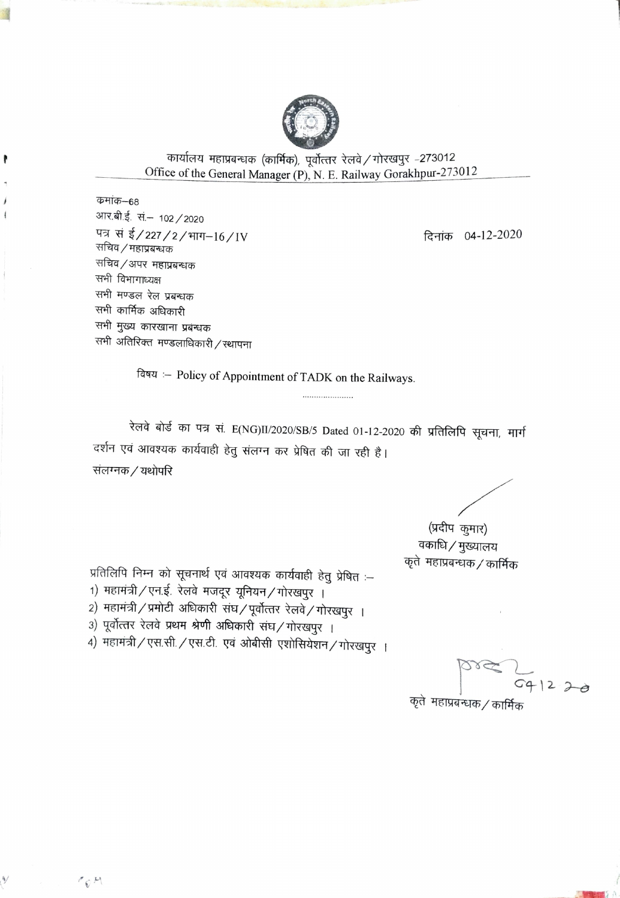कार्यालय महाप्रबन्धक (कार्मिक), पूर्वोत्तर रेलवे / गोरखपुर -273012
Office of the General Manager (P), N. E. Railway Gorakhpur-273012

क्रमांक–68
आर.बी.ई. सं.– 102 / 2020
पत्र सं ई / 227 / 2 / भाग–16 / IV

दिनांक 04-12-2020

सचिव / महाप्रबन्धक
सचिव / अपर महाप्रबन्धक
सभी विभागाध्यक्ष
सभी मण्डल रेल प्रबन्धक
सभी कार्मिक अधिकारी
सभी मुख्य कारखाना प्रबंधक
सभी अतिरिक्त मण्डलाधिकारी / स्थापना

विषय :– Policy of Appointment of TADK on the Railways.

......................

रेलवे बोर्ड का पत्र सं. E(NG)II/2020/SB/5 Dated 01-12-2020 की प्रतिलिपि सूचना, मार्ग दर्शन एवं आवश्यक कार्यवाही हेतु संलग्न कर प्रेषित की जा रही है।
संलग्नक / यथोपरि

(प्रदीप कुमार)
वकाधि / मुख्यालय
कृते महाप्रबन्धक / कार्मिक

प्रतिलिपि निम्न को सूचनार्थ एवं आवश्यक कार्यवाही हेतु प्रेषित :–

1) महामंत्री / एन.ई. रेलवे मजदूर यूनियन / गोरखपुर ।
2) महामंत्री / प्रमोटी अधिकारी संघ / पूर्वोत्तर रेलवे / गोरखपुर ।
3) पूर्वोत्तर रेलवे प्रथम श्रेणी अधिकारी संघ / गोरखपुर ।
4) महामंत्री / एस.सी. / एस.टी. एवं ओबीसी एशोसियेशन / गोरखपुर ।

04/12/20

कृते महाप्रबन्धक / कार्मिक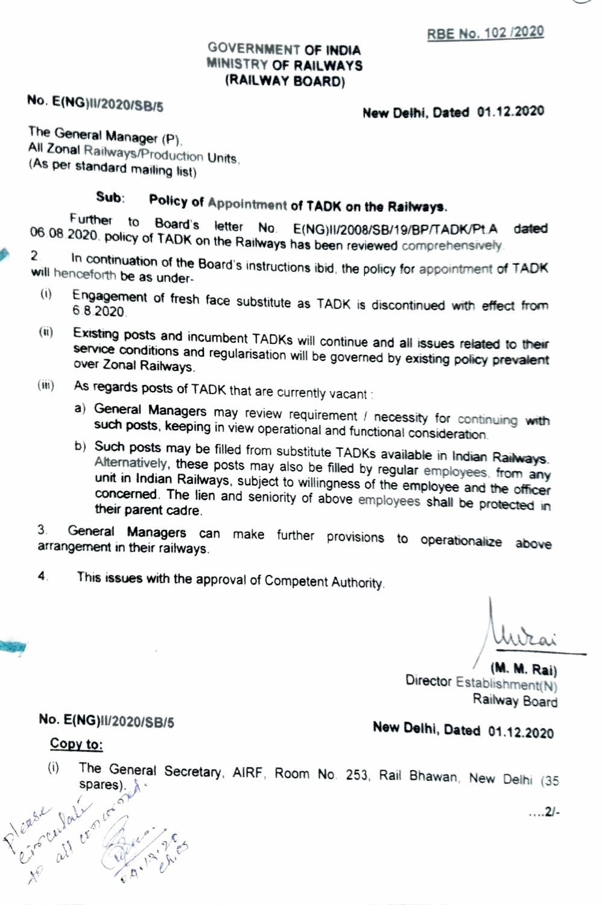RBE No. 102/2020

GOVERNMENT OF INDIA
MINISTRY OF RAILWAYS
(RAILWAY BOARD)

No. E(NG)II/2020/SB/5

New Delhi, Dated 01.12.2020

The General Manager (P),
All Zonal Railways/Production Units,
(As per standard mailing list)

**Sub: Policy of Appointment of TADK on the Railways.**

Further to Board's letter No. E(NG)II/2008/SB/19/BP/TADK/Pt.A dated 06.08.2020, policy of TADK on the Railways has been reviewed comprehensively.

2. In continuation of the Board's instructions ibid, the policy for appointment of TADK will henceforth be as under-

(i) Engagement of fresh face substitute as TADK is discontinued with effect from 6.8.2020.

(ii) Existing posts and incumbent TADKs will continue and all issues related to their service conditions and regularisation will be governed by existing policy prevalent over Zonal Railways.

(iii) As regards posts of TADK that are currently vacant :

a) General Managers may review requirement / necessity for continuing with such posts, keeping in view operational and functional consideration.

b) Such posts may be filled from substitute TADKs available in Indian Railways. Alternatively, these posts may also be filled by regular employees, from any unit in Indian Railways, subject to willingness of the employee and the officer concerned. The lien and seniority of above employees shall be protected in their parent cadre.

3. General Managers can make further provisions to operationalize above arrangement in their railways.

4. This issues with the approval of Competent Authority.

(M. M. Rai)
Director Establishment(N)
Railway Board

No. E(NG)II/2020/SB/5

New Delhi, Dated 01.12.2020

**Copy to:**

(i) The General Secretary, AIRF, Room No. 253, Rail Bhawan, New Delhi (35 spares).

Please circulate to all concerned.

....2/-